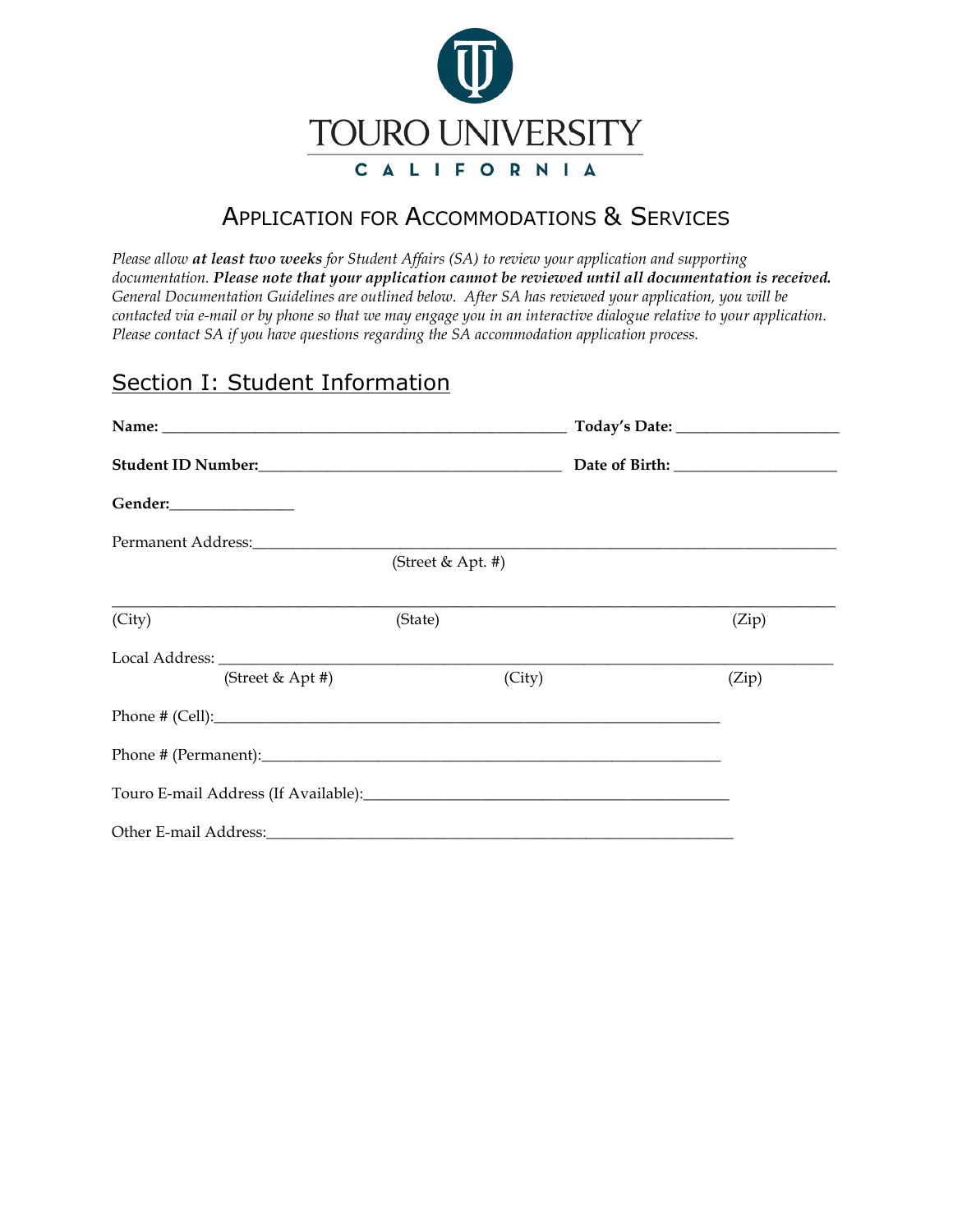TOURO UNIVERSITY
CALIFORNIA

# APPLICATION FOR ACCOMMODATIONS & SERVICES

*Please allow **at least two weeks** for Student Affairs (SA) to review your application and supporting documentation. **Please note that your application cannot be reviewed until all documentation is received.** General Documentation Guidelines are outlined below. After SA has reviewed your application, you will be contacted via e-mail or by phone so that we may engage you in an interactive dialogue relative to your application. Please contact SA if you have questions regarding the SA accommodation application process.*

## Section I: Student Information

**Name:** ____________________________________________ **Today's Date:** __________________

**Student ID Number:** ________________________________ **Date of Birth:** __________________

**Gender:** ______________

Permanent Address: ________________________________________________________________
(Street & Apt. #)

________________________________________________________________________________
(City) (State) (Zip)

Local Address: ____________________________________________________________________
(Street & Apt #) (City) (Zip)

Phone # (Cell): ________________________________________________________

Phone # (Permanent): ___________________________________________________

Touro E-mail Address (If Available): _____________________________________

Other E-mail Address: ___________________________________________________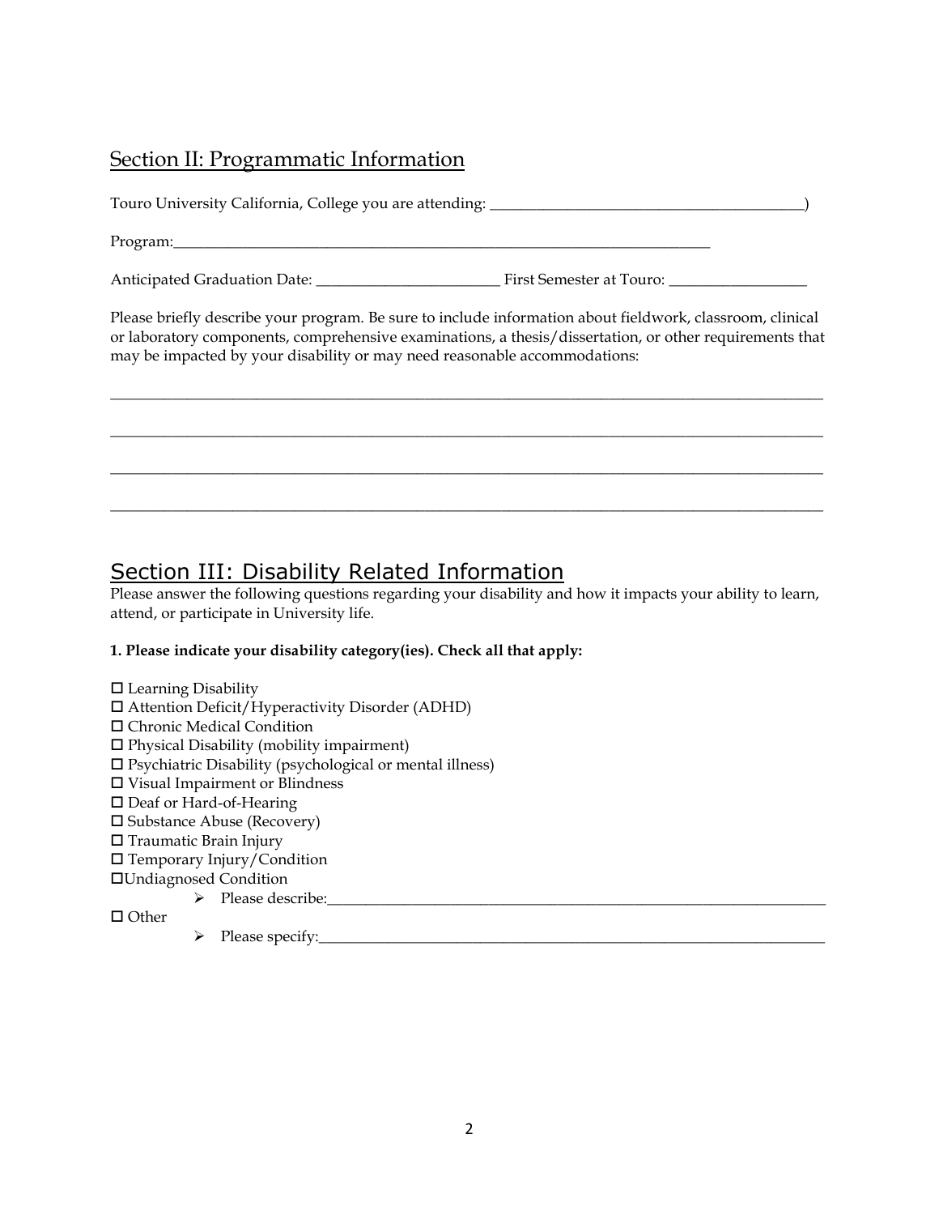## Section II: Programmatic Information

Touro University California, College you are attending: ________________________________________)

Program:______________________________________________________________________

Anticipated Graduation Date: ________________________ First Semester at Touro: _________________

Please briefly describe your program. Be sure to include information about fieldwork, classroom, clinical or laboratory components, comprehensive examinations, a thesis/dissertation, or other requirements that may be impacted by your disability or may need reasonable accommodations:

_____________________________________________________________________________________________

_____________________________________________________________________________________________

_____________________________________________________________________________________________

_____________________________________________________________________________________________

## Section III: Disability Related Information

Please answer the following questions regarding your disability and how it impacts your ability to learn, attend, or participate in University life.

**1. Please indicate your disability category(ies). Check all that apply:**

- ☐ Learning Disability
- ☐ Attention Deficit/Hyperactivity Disorder (ADHD)
- ☐ Chronic Medical Condition
- ☐ Physical Disability (mobility impairment)
- ☐ Psychiatric Disability (psychological or mental illness)
- ☐ Visual Impairment or Blindness
- ☐ Deaf or Hard-of-Hearing
- ☐ Substance Abuse (Recovery)
- ☐ Traumatic Brain Injury
- ☐ Temporary Injury/Condition
- ☐ Undiagnosed Condition
  - Please describe:______________________________________________________________
- ☐ Other
  - Please specify:______________________________________________________________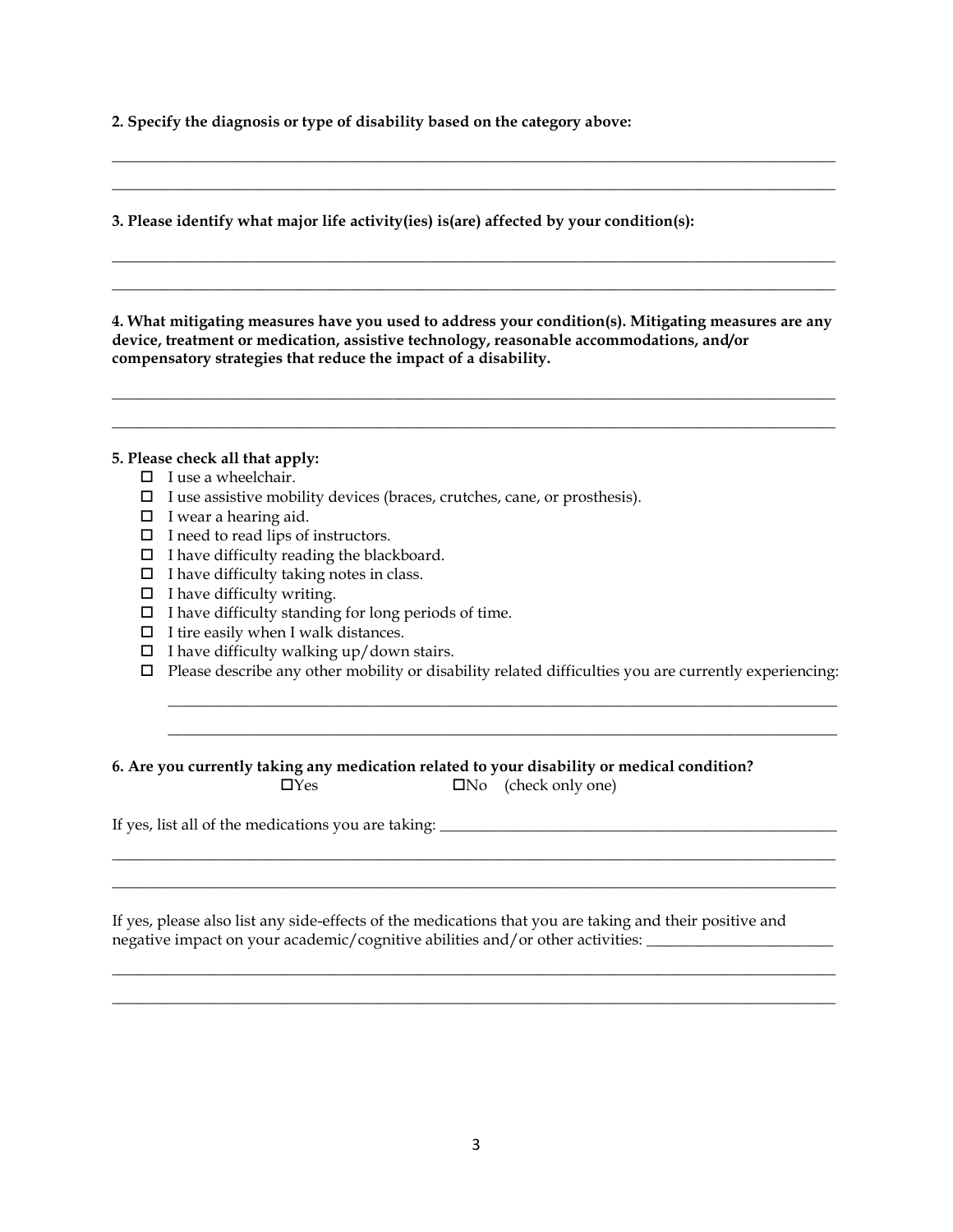**2. Specify the diagnosis or type of disability based on the category above:**

______________________________________________________________________________

______________________________________________________________________________

**3. Please identify what major life activity(ies) is(are) affected by your condition(s):**

______________________________________________________________________________

______________________________________________________________________________

**4. What mitigating measures have you used to address your condition(s). Mitigating measures are any device, treatment or medication, assistive technology, reasonable accommodations, and/or compensatory strategies that reduce the impact of a disability.**

______________________________________________________________________________

______________________________________________________________________________

**5. Please check all that apply:**

- ☐ I use a wheelchair.
- ☐ I use assistive mobility devices (braces, crutches, cane, or prosthesis).
- ☐ I wear a hearing aid.
- ☐ I need to read lips of instructors.
- ☐ I have difficulty reading the blackboard.
- ☐ I have difficulty taking notes in class.
- ☐ I have difficulty writing.
- ☐ I have difficulty standing for long periods of time.
- ☐ I tire easily when I walk distances.
- ☐ I have difficulty walking up/down stairs.
- ☐ Please describe any other mobility or disability related difficulties you are currently experiencing:

  ______________________________________________________________________________

  ______________________________________________________________________________

**6. Are you currently taking any medication related to your disability or medical condition?**

☐Yes ☐No (check only one)

If yes, list all of the medications you are taking: ______________________________________________

______________________________________________________________________________

______________________________________________________________________________

If yes, please also list any side-effects of the medications that you are taking and their positive and negative impact on your academic/cognitive abilities and/or other activities: ________________________

______________________________________________________________________________

______________________________________________________________________________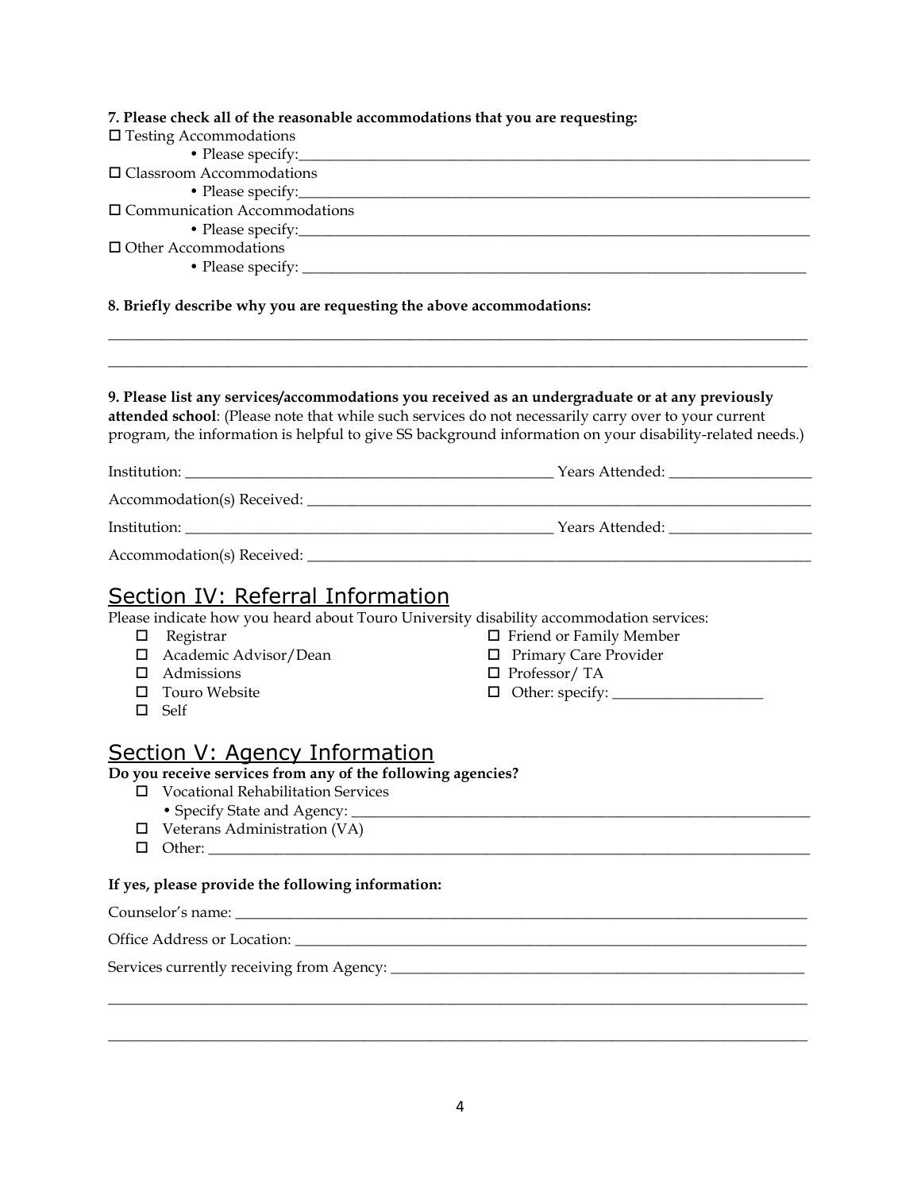**7. Please check all of the reasonable accommodations that you are requesting:**

☐ Testing Accommodations
- Please specify:\_\_\_\_\_\_\_\_\_\_\_\_\_\_\_\_\_\_\_\_\_\_\_\_\_\_\_\_\_\_\_\_\_\_\_\_\_\_\_\_\_\_\_\_\_\_\_\_

☐ Classroom Accommodations
- Please specify:\_\_\_\_\_\_\_\_\_\_\_\_\_\_\_\_\_\_\_\_\_\_\_\_\_\_\_\_\_\_\_\_\_\_\_\_\_\_\_\_\_\_\_\_\_\_\_\_

☐ Communication Accommodations
- Please specify:\_\_\_\_\_\_\_\_\_\_\_\_\_\_\_\_\_\_\_\_\_\_\_\_\_\_\_\_\_\_\_\_\_\_\_\_\_\_\_\_\_\_\_\_\_\_\_\_

☐ Other Accommodations
- Please specify: \_\_\_\_\_\_\_\_\_\_\_\_\_\_\_\_\_\_\_\_\_\_\_\_\_\_\_\_\_\_\_\_\_\_\_\_\_\_\_\_\_\_\_\_\_\_\_\_

**8. Briefly describe why you are requesting the above accommodations:**

\_\_\_\_\_\_\_\_\_\_\_\_\_\_\_\_\_\_\_\_\_\_\_\_\_\_\_\_\_\_\_\_\_\_\_\_\_\_\_\_\_\_\_\_\_\_\_\_\_\_\_\_\_\_\_\_\_\_\_\_\_\_\_\_\_\_\_\_

\_\_\_\_\_\_\_\_\_\_\_\_\_\_\_\_\_\_\_\_\_\_\_\_\_\_\_\_\_\_\_\_\_\_\_\_\_\_\_\_\_\_\_\_\_\_\_\_\_\_\_\_\_\_\_\_\_\_\_\_\_\_\_\_\_\_\_\_

**9. Please list any services/accommodations you received as an undergraduate or at any previously attended school**: (Please note that while such services do not necessarily carry over to your current program, the information is helpful to give SS background information on your disability-related needs.)

Institution: \_\_\_\_\_\_\_\_\_\_\_\_\_\_\_\_\_\_\_\_\_\_\_\_\_\_\_\_\_\_\_\_\_\_\_\_ Years Attended: \_\_\_\_\_\_\_\_\_\_\_\_\_\_

Accommodation(s) Received: \_\_\_\_\_\_\_\_\_\_\_\_\_\_\_\_\_\_\_\_\_\_\_\_\_\_\_\_\_\_\_\_\_\_\_\_\_\_\_\_\_\_\_\_\_\_\_\_

Institution: \_\_\_\_\_\_\_\_\_\_\_\_\_\_\_\_\_\_\_\_\_\_\_\_\_\_\_\_\_\_\_\_\_\_\_\_ Years Attended: \_\_\_\_\_\_\_\_\_\_\_\_\_\_

Accommodation(s) Received: \_\_\_\_\_\_\_\_\_\_\_\_\_\_\_\_\_\_\_\_\_\_\_\_\_\_\_\_\_\_\_\_\_\_\_\_\_\_\_\_\_\_\_\_\_\_\_\_

## Section IV: Referral Information

Please indicate how you heard about Touro University disability accommodation services:

☐ Registrar
☐ Academic Advisor/Dean
☐ Admissions
☐ Touro Website
☐ Self
☐ Friend or Family Member
☐ Primary Care Provider
☐ Professor/ TA
☐ Other: specify: \_\_\_\_\_\_\_\_\_\_\_\_\_\_\_\_

## Section V: Agency Information

**Do you receive services from any of the following agencies?**

☐ Vocational Rehabilitation Services
- Specify State and Agency: \_\_\_\_\_\_\_\_\_\_\_\_\_\_\_\_\_\_\_\_\_\_\_\_\_\_\_\_\_\_\_\_\_\_\_\_\_\_\_\_\_\_\_\_

☐ Veterans Administration (VA)

☐ Other: \_\_\_\_\_\_\_\_\_\_\_\_\_\_\_\_\_\_\_\_\_\_\_\_\_\_\_\_\_\_\_\_\_\_\_\_\_\_\_\_\_\_\_\_\_\_\_\_\_\_\_\_\_\_\_\_\_\_\_\_

**If yes, please provide the following information:**

Counselor's name: \_\_\_\_\_\_\_\_\_\_\_\_\_\_\_\_\_\_\_\_\_\_\_\_\_\_\_\_\_\_\_\_\_\_\_\_\_\_\_\_\_\_\_\_\_\_\_\_\_\_\_\_\_\_\_\_

Office Address or Location: \_\_\_\_\_\_\_\_\_\_\_\_\_\_\_\_\_\_\_\_\_\_\_\_\_\_\_\_\_\_\_\_\_\_\_\_\_\_\_\_\_\_\_\_\_\_\_\_

Services currently receiving from Agency: \_\_\_\_\_\_\_\_\_\_\_\_\_\_\_\_\_\_\_\_\_\_\_\_\_\_\_\_\_\_\_\_\_\_\_\_\_\_

\_\_\_\_\_\_\_\_\_\_\_\_\_\_\_\_\_\_\_\_\_\_\_\_\_\_\_\_\_\_\_\_\_\_\_\_\_\_\_\_\_\_\_\_\_\_\_\_\_\_\_\_\_\_\_\_\_\_\_\_\_\_\_\_\_\_\_\_

\_\_\_\_\_\_\_\_\_\_\_\_\_\_\_\_\_\_\_\_\_\_\_\_\_\_\_\_\_\_\_\_\_\_\_\_\_\_\_\_\_\_\_\_\_\_\_\_\_\_\_\_\_\_\_\_\_\_\_\_\_\_\_\_\_\_\_\_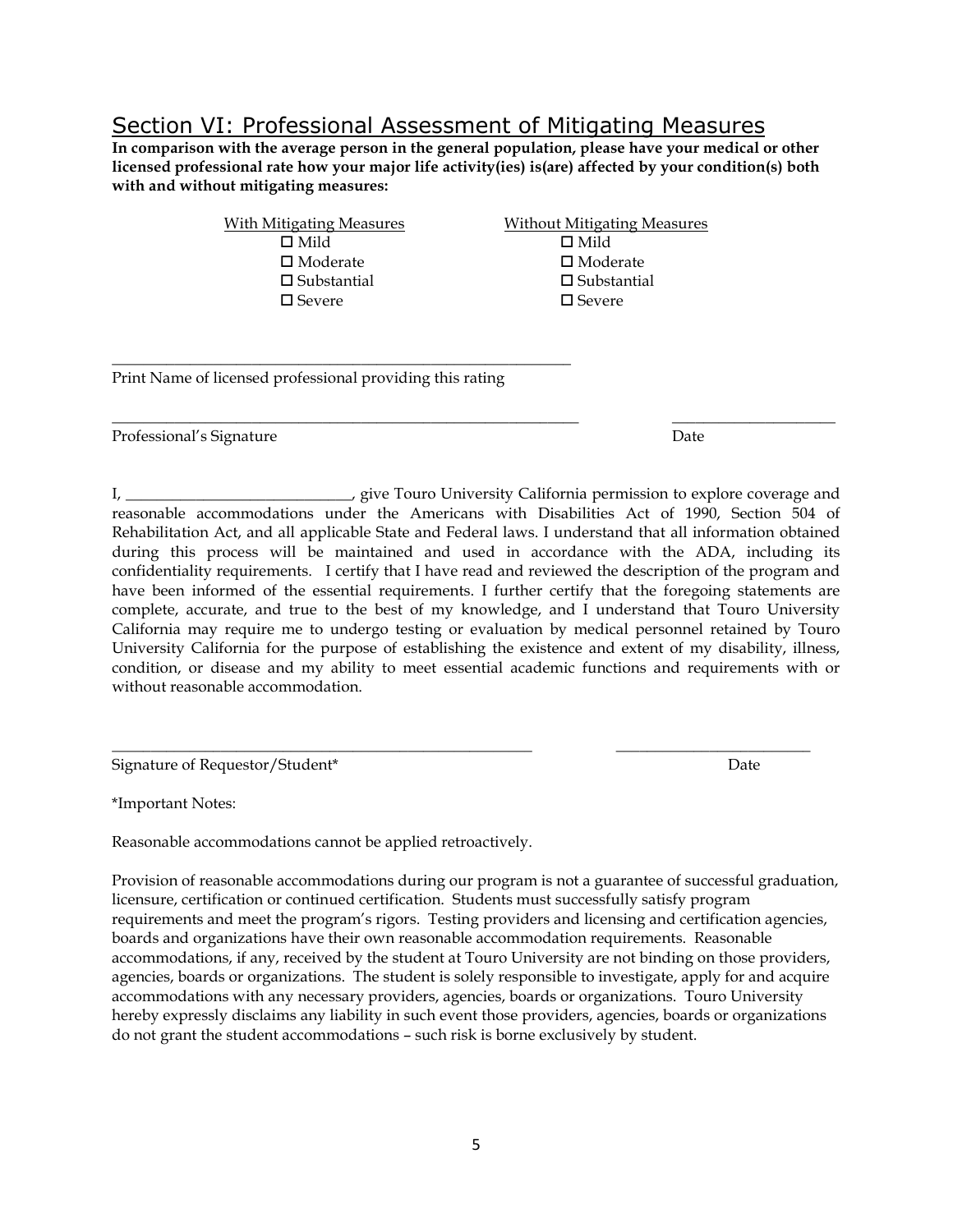## Section VI: Professional Assessment of Mitigating Measures

**In comparison with the average person in the general population, please have your medical or other licensed professional rate how your major life activity(ies) is(are) affected by your condition(s) both with and without mitigating measures:**

| With Mitigating Measures | Without Mitigating Measures |
|---|---|
| ☐ Mild | ☐ Mild |
| ☐ Moderate | ☐ Moderate |
| ☐ Substantial | ☐ Substantial |
| ☐ Severe | ☐ Severe |

_____________________________________________________________
Print Name of licensed professional providing this rating

_______________________________________________________________ _____________________
Professional's Signature Date

I, ______________________________, give Touro University California permission to explore coverage and reasonable accommodations under the Americans with Disabilities Act of 1990, Section 504 of Rehabilitation Act, and all applicable State and Federal laws. I understand that all information obtained during this process will be maintained and used in accordance with the ADA, including its confidentiality requirements. I certify that I have read and reviewed the description of the program and have been informed of the essential requirements. I further certify that the foregoing statements are complete, accurate, and true to the best of my knowledge, and I understand that Touro University California may require me to undergo testing or evaluation by medical personnel retained by Touro University California for the purpose of establishing the existence and extent of my disability, illness, condition, or disease and my ability to meet essential academic functions and requirements with or without reasonable accommodation.

________________________________________________________ __________________________
Signature of Requestor/Student* Date

*Important Notes:

Reasonable accommodations cannot be applied retroactively.

Provision of reasonable accommodations during our program is not a guarantee of successful graduation, licensure, certification or continued certification. Students must successfully satisfy program requirements and meet the program's rigors. Testing providers and licensing and certification agencies, boards and organizations have their own reasonable accommodation requirements. Reasonable accommodations, if any, received by the student at Touro University are not binding on those providers, agencies, boards or organizations. The student is solely responsible to investigate, apply for and acquire accommodations with any necessary providers, agencies, boards or organizations. Touro University hereby expressly disclaims any liability in such event those providers, agencies, boards or organizations do not grant the student accommodations – such risk is borne exclusively by student.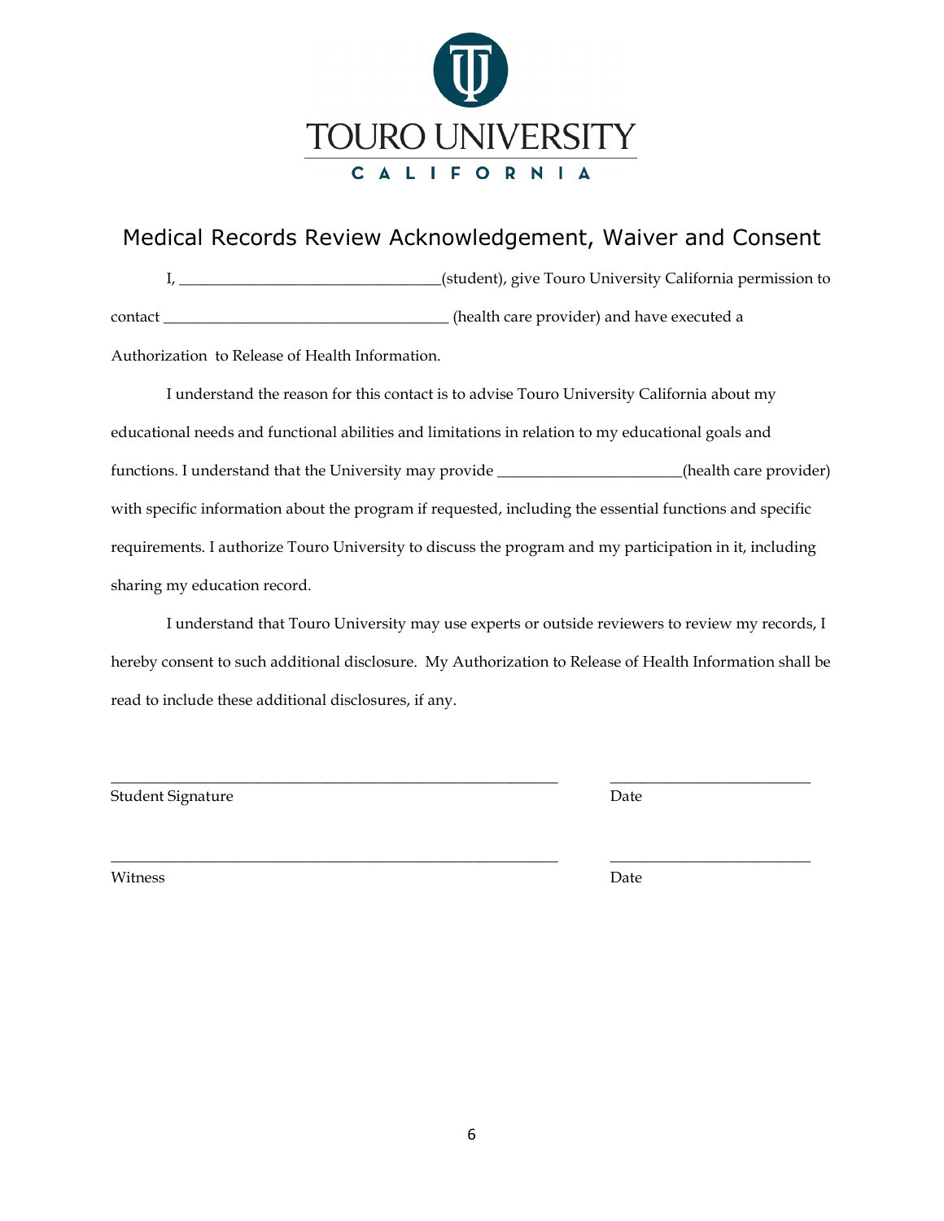TOURO UNIVERSITY

CALIFORNIA

# Medical Records Review Acknowledgement, Waiver and Consent

I, ________________________________(student), give Touro University California permission to contact ___________________________________ (health care provider) and have executed a Authorization to Release of Health Information.

I understand the reason for this contact is to advise Touro University California about my educational needs and functional abilities and limitations in relation to my educational goals and functions. I understand that the University may provide ______________________(health care provider) with specific information about the program if requested, including the essential functions and specific requirements. I authorize Touro University to discuss the program and my participation in it, including sharing my education record.

I understand that Touro University may use experts or outside reviewers to review my records, I hereby consent to such additional disclosure. My Authorization to Release of Health Information shall be read to include these additional disclosures, if any.

_________________________________________________________ _________________________

Student Signature Date

_________________________________________________________ _________________________

Witness Date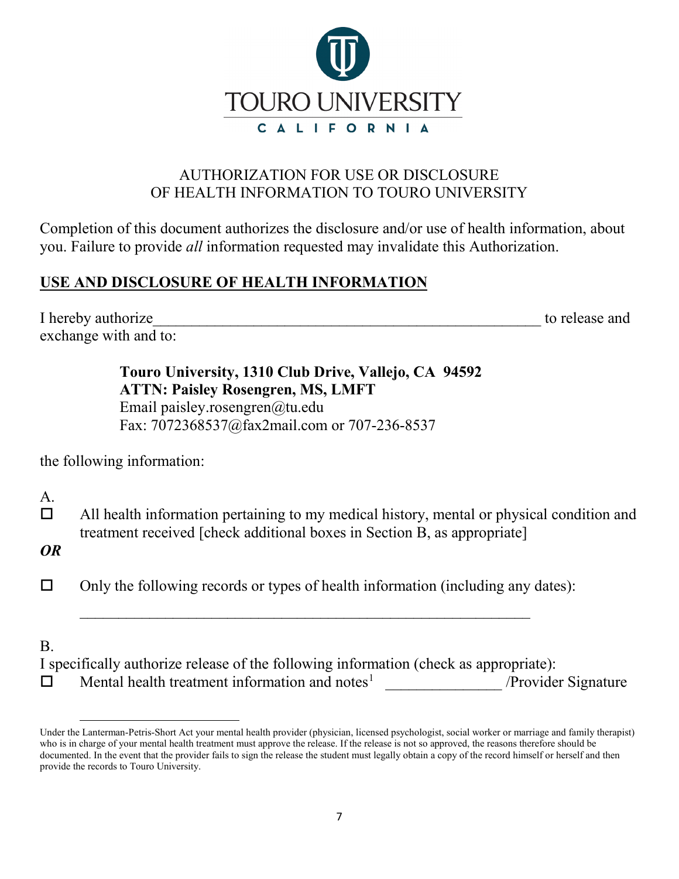TOURO UNIVERSITY

CALIFORNIA

## AUTHORIZATION FOR USE OR DISCLOSURE OF HEALTH INFORMATION TO TOURO UNIVERSITY

Completion of this document authorizes the disclosure and/or use of health information, about you. Failure to provide *all* information requested may invalidate this Authorization.

### USE AND DISCLOSURE OF HEALTH INFORMATION

I hereby authorize___________________________________________________ to release and exchange with and to:

> **Touro University, 1310 Club Drive, Vallejo, CA 94592**
> **ATTN: Paisley Rosengren, MS, LMFT**
> Email paisley.rosengren@tu.edu
> Fax: 7072368537@fax2mail.com or 707-236-8537

the following information:

A.

☐ All health information pertaining to my medical history, mental or physical condition and treatment received [check additional boxes in Section B, as appropriate]

***OR***

☐ Only the following records or types of health information (including any dates):

_____________________________________________________________

B.

I specifically authorize release of the following information (check as appropriate):

☐ Mental health treatment information and notes[1] _______________ /Provider Signature

---

[1] Under the Lanterman-Petris-Short Act your mental health provider (physician, licensed psychologist, social worker or marriage and family therapist) who is in charge of your mental health treatment must approve the release. If the release is not so approved, the reasons therefore should be documented. In the event that the provider fails to sign the release the student must legally obtain a copy of the record himself or herself and then provide the records to Touro University.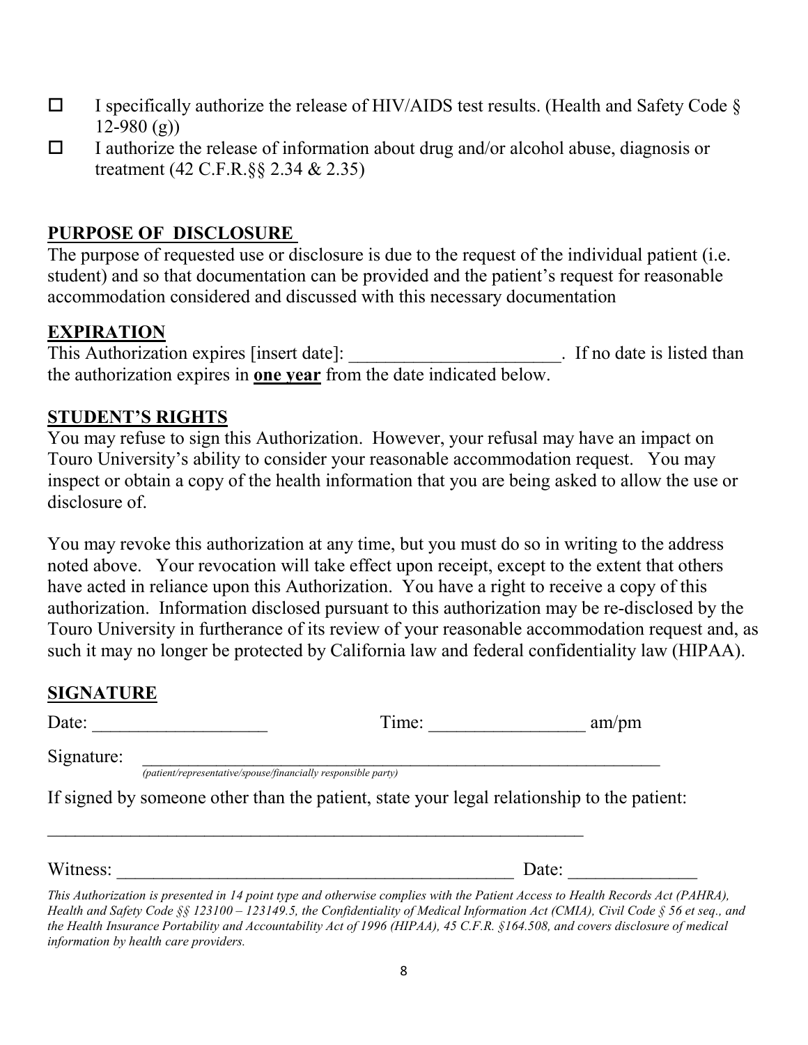- ☐ I specifically authorize the release of HIV/AIDS test results. (Health and Safety Code § 12-980 (g))
- ☐ I authorize the release of information about drug and/or alcohol abuse, diagnosis or treatment (42 C.F.R.§§ 2.34 & 2.35)

## PURPOSE OF DISCLOSURE

The purpose of requested use or disclosure is due to the request of the individual patient (i.e. student) and so that documentation can be provided and the patient's request for reasonable accommodation considered and discussed with this necessary documentation

## EXPIRATION

This Authorization expires [insert date]: _______________________. If no date is listed than the authorization expires in **one year** from the date indicated below.

## STUDENT'S RIGHTS

You may refuse to sign this Authorization. However, your refusal may have an impact on Touro University's ability to consider your reasonable accommodation request. You may inspect or obtain a copy of the health information that you are being asked to allow the use or disclosure of.

You may revoke this authorization at any time, but you must do so in writing to the address noted above. Your revocation will take effect upon receipt, except to the extent that others have acted in reliance upon this Authorization. You have a right to receive a copy of this authorization. Information disclosed pursuant to this authorization may be re-disclosed by the Touro University in furtherance of its review of your reasonable accommodation request and, as such it may no longer be protected by California law and federal confidentiality law (HIPAA).

## SIGNATURE

Date: ___________________ Time: _________________ am/pm

Signature: ______________________________________________________________
*(patient/representative/spouse/financially responsible party)*

If signed by someone other than the patient, state your legal relationship to the patient:

______________________________________________________________

Witness: ____________________________________________ Date: ______________

*This Authorization is presented in 14 point type and otherwise complies with the Patient Access to Health Records Act (PAHRA), Health and Safety Code §§ 123100 – 123149.5, the Confidentiality of Medical Information Act (CMIA), Civil Code § 56 et seq., and the Health Insurance Portability and Accountability Act of 1996 (HIPAA), 45 C.F.R. §164.508, and covers disclosure of medical information by health care providers.*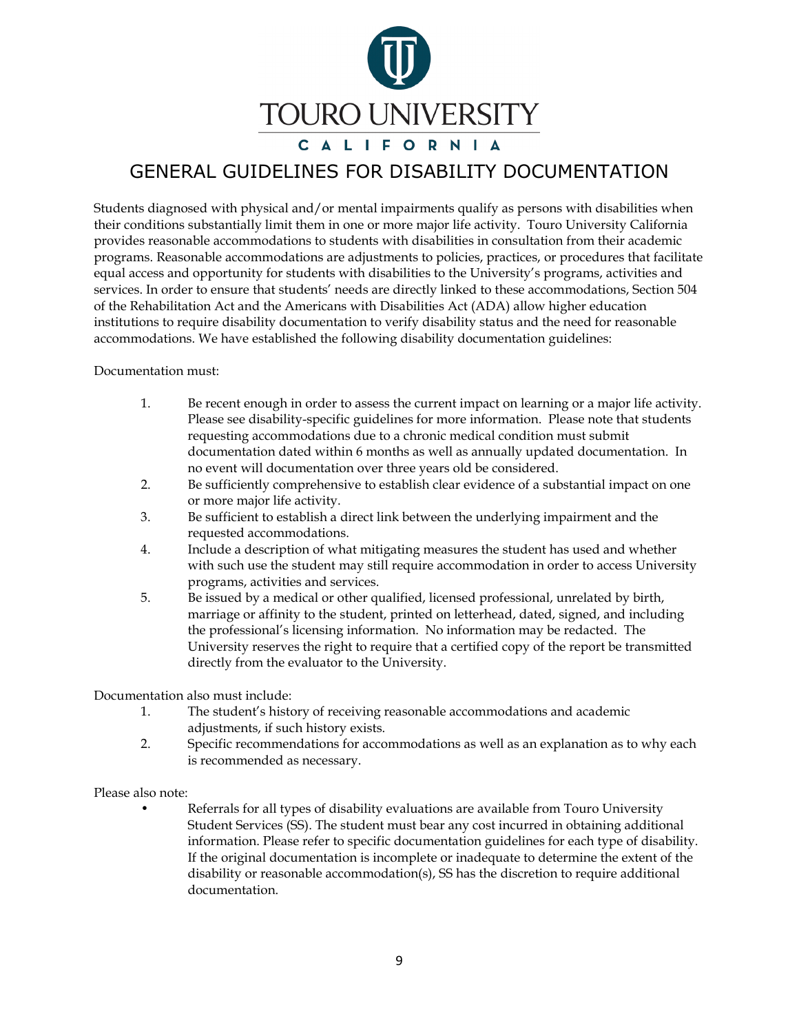TOURO UNIVERSITY

CALIFORNIA

# GENERAL GUIDELINES FOR DISABILITY DOCUMENTATION

Students diagnosed with physical and/or mental impairments qualify as persons with disabilities when their conditions substantially limit them in one or more major life activity. Touro University California provides reasonable accommodations to students with disabilities in consultation from their academic programs. Reasonable accommodations are adjustments to policies, practices, or procedures that facilitate equal access and opportunity for students with disabilities to the University's programs, activities and services. In order to ensure that students' needs are directly linked to these accommodations, Section 504 of the Rehabilitation Act and the Americans with Disabilities Act (ADA) allow higher education institutions to require disability documentation to verify disability status and the need for reasonable accommodations. We have established the following disability documentation guidelines:

Documentation must:

1. Be recent enough in order to assess the current impact on learning or a major life activity. Please see disability-specific guidelines for more information. Please note that students requesting accommodations due to a chronic medical condition must submit documentation dated within 6 months as well as annually updated documentation. In no event will documentation over three years old be considered.
2. Be sufficiently comprehensive to establish clear evidence of a substantial impact on one or more major life activity.
3. Be sufficient to establish a direct link between the underlying impairment and the requested accommodations.
4. Include a description of what mitigating measures the student has used and whether with such use the student may still require accommodation in order to access University programs, activities and services.
5. Be issued by a medical or other qualified, licensed professional, unrelated by birth, marriage or affinity to the student, printed on letterhead, dated, signed, and including the professional's licensing information. No information may be redacted. The University reserves the right to require that a certified copy of the report be transmitted directly from the evaluator to the University.

Documentation also must include:

1. The student's history of receiving reasonable accommodations and academic adjustments, if such history exists.
2. Specific recommendations for accommodations as well as an explanation as to why each is recommended as necessary.

Please also note:

- Referrals for all types of disability evaluations are available from Touro University Student Services (SS). The student must bear any cost incurred in obtaining additional information. Please refer to specific documentation guidelines for each type of disability. If the original documentation is incomplete or inadequate to determine the extent of the disability or reasonable accommodation(s), SS has the discretion to require additional documentation.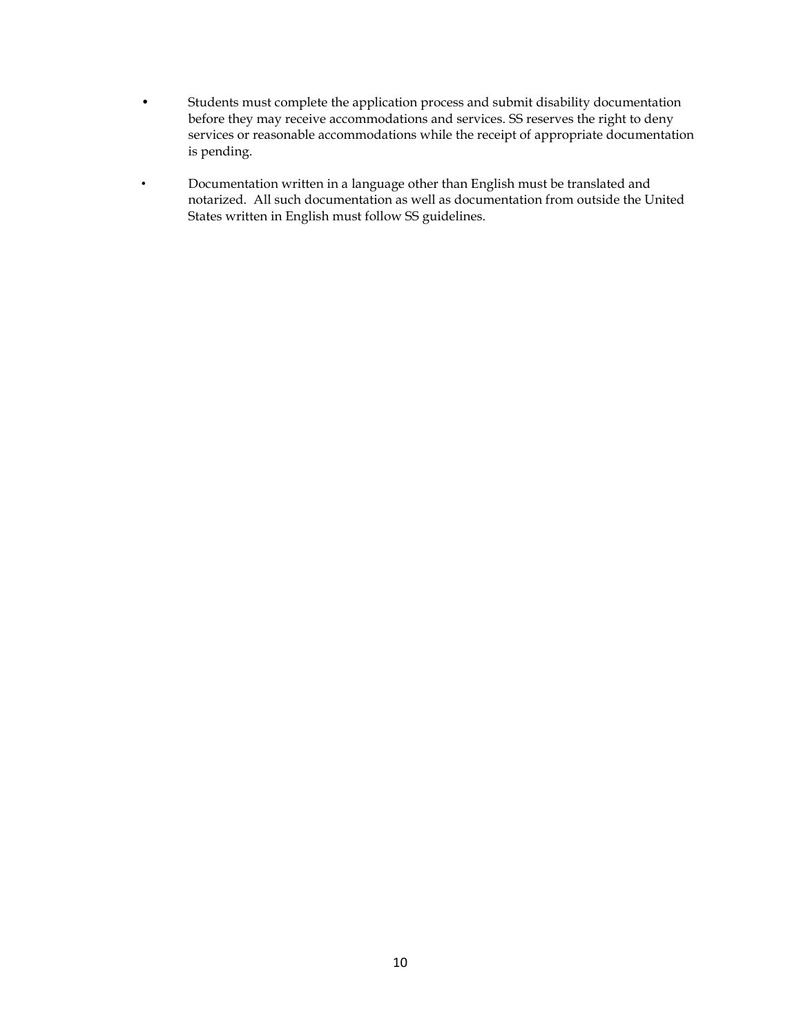- Students must complete the application process and submit disability documentation before they may receive accommodations and services. SS reserves the right to deny services or reasonable accommodations while the receipt of appropriate documentation is pending.

- Documentation written in a language other than English must be translated and notarized. All such documentation as well as documentation from outside the United States written in English must follow SS guidelines.